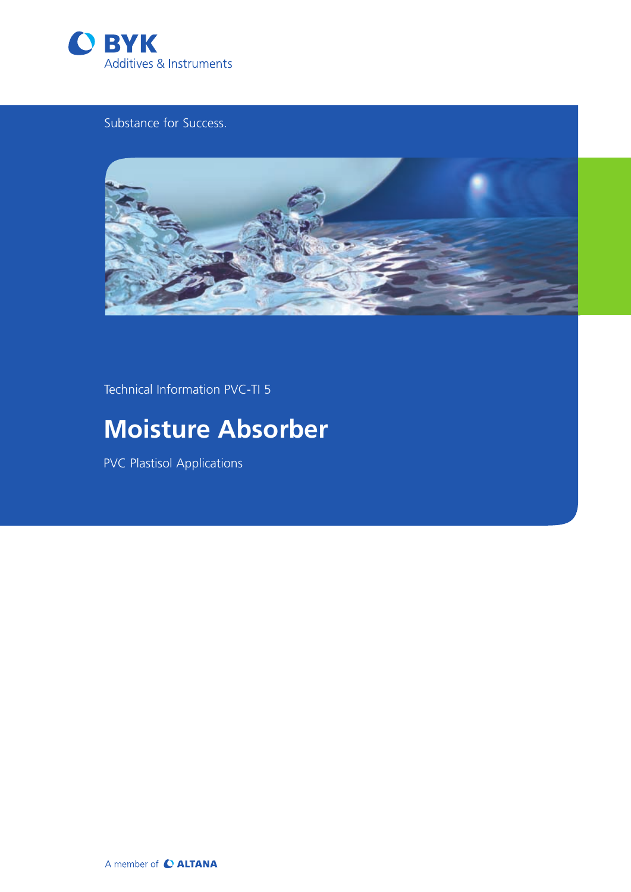BYK

Additives & Instruments

Substance for Success.

Technical Information PVC-TI 5

# Moisture Absorber

PVC Plastisol Applications

A member of ALTANA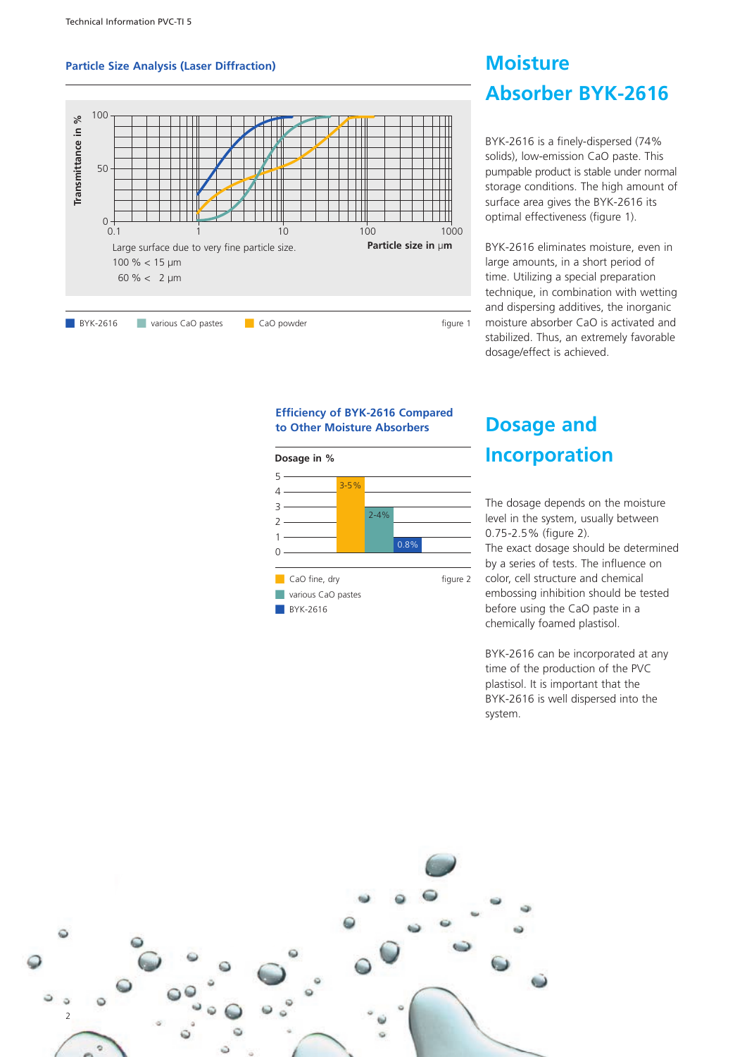## Particle Size Analysis (Laser Diffraction)

Transmittance in %

Particle size in µm

Large surface due to very fine particle size.
100 % < 15 µm
60 % < 2 µm

BYK-2616 | various CaO pastes | CaO powder

figure 1

# Moisture Absorber BYK-2616

BYK-2616 is a finely-dispersed (74% solids), low-emission CaO paste. This pumpable product is stable under normal storage conditions. The high amount of surface area gives the BYK-2616 its optimal effectiveness (figure 1).

BYK-2616 eliminates moisture, even in large amounts, in a short period of time. Utilizing a special preparation technique, in combination with wetting and dispersing additives, the inorganic moisture absorber CaO is activated and stabilized. Thus, an extremely favorable dosage/effect is achieved.

## Efficiency of BYK-2616 Compared to Other Moisture Absorbers

Dosage in %

| Product | Dosage |
| --- | --- |
| CaO fine, dry | 3-5% |
| various CaO pastes | 2-4% |
| BYK-2616 | 0.8% |

figure 2

# Dosage and Incorporation

The dosage depends on the moisture level in the system, usually between 0.75-2.5% (figure 2).
The exact dosage should be determined by a series of tests. The influence on color, cell structure and chemical embossing inhibition should be tested before using the CaO paste in a chemically foamed plastisol.

BYK-2616 can be incorporated at any time of the production of the PVC plastisol. It is important that the BYK-2616 is well dispersed into the system.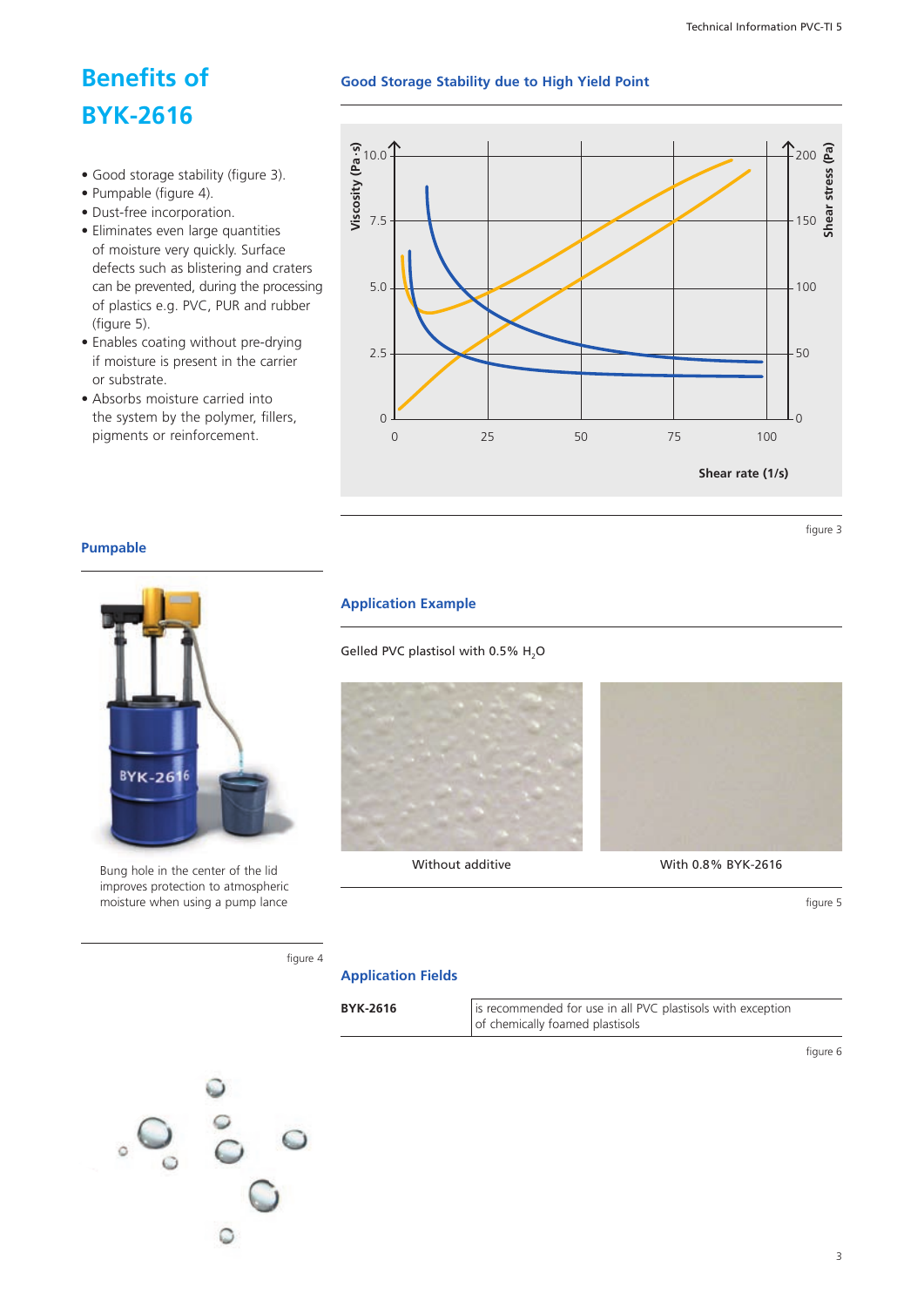# Benefits of BYK-2616

- Good storage stability (figure 3).
- Pumpable (figure 4).
- Dust-free incorporation.
- Eliminates even large quantities of moisture very quickly. Surface defects such as blistering and craters can be prevented, during the processing of plastics e.g. PVC, PUR and rubber (figure 5).
- Enables coating without pre-drying if moisture is present in the carrier or substrate.
- Absorbs moisture carried into the system by the polymer, fillers, pigments or reinforcement.

## Good Storage Stability due to High Yield Point

figure 3

## Pumpable

Bung hole in the center of the lid improves protection to atmospheric moisture when using a pump lance

figure 4

## Application Example

Gelled PVC plastisol with 0.5% $H_2O$

Without additive

With 0.8% BYK-2616

figure 5

## Application Fields

| BYK-2616 | is recommended for use in all PVC plastisols with exception of chemically foamed plastisols |
|---|---|

figure 6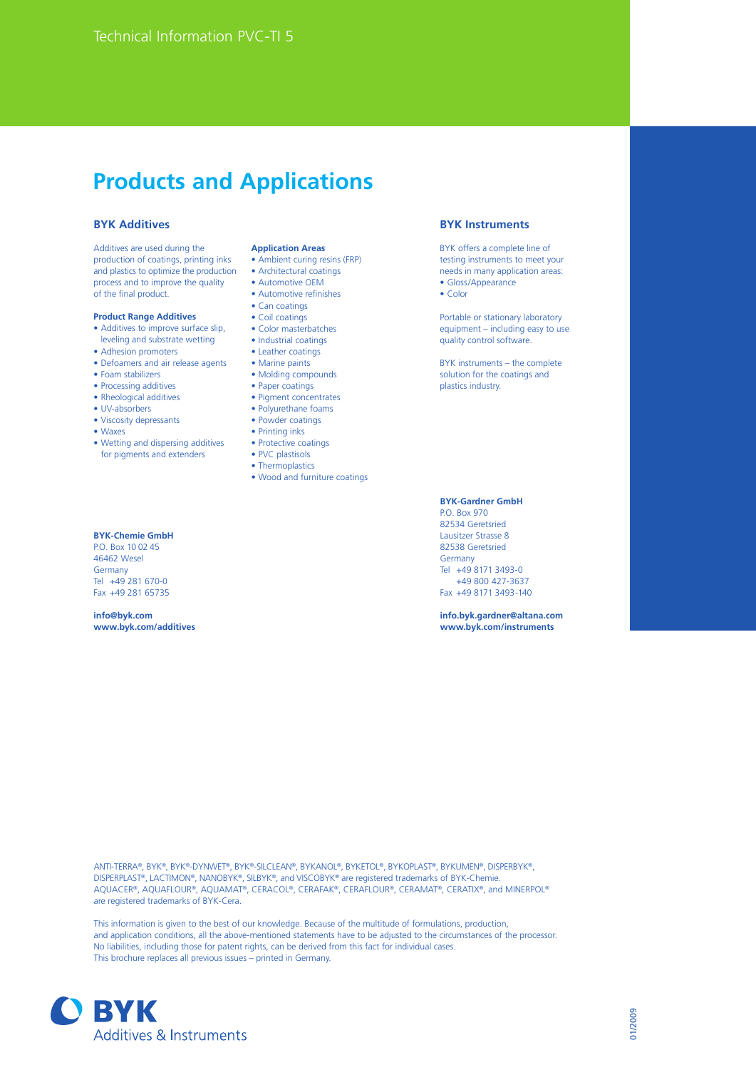Technical Information PVC-TI 5

# Products and Applications

## BYK Additives

Additives are used during the production of coatings, printing inks and plastics to optimize the production process and to improve the quality of the final product.

**Product Range Additives**
- Additives to improve surface slip, leveling and substrate wetting
- Adhesion promoters
- Defoamers and air release agents
- Foam stabilizers
- Processing additives
- Rheological additives
- UV-absorbers
- Viscosity depressants
- Waxes
- Wetting and dispersing additives for pigments and extenders

**Application Areas**
- Ambient curing resins (FRP)
- Architectural coatings
- Automotive OEM
- Automotive refinishes
- Can coatings
- Coil coatings
- Color masterbatches
- Industrial coatings
- Leather coatings
- Marine paints
- Molding compounds
- Paper coatings
- Pigment concentrates
- Polyurethane foams
- Powder coatings
- Printing inks
- Protective coatings
- PVC plastisols
- Thermoplastics
- Wood and furniture coatings

**BYK-Chemie GmbH**
P.O. Box 10 02 45
46462 Wesel
Germany
Tel +49 281 670-0
Fax +49 281 65735

**info@byk.com**
**www.byk.com/additives**

## BYK Instruments

BYK offers a complete line of testing instruments to meet your needs in many application areas:
- Gloss/Appearance
- Color

Portable or stationary laboratory equipment – including easy to use quality control software.

BYK instruments – the complete solution for the coatings and plastics industry.

**BYK-Gardner GmbH**
P.O. Box 970
82534 Geretsried
Lausitzer Strasse 8
82538 Geretsried
Germany
Tel +49 8171 3493-0
+49 800 427-3637
Fax +49 8171 3493-140

**info.byk.gardner@altana.com**
**www.byk.com/instruments**

ANTI-TERRA®, BYK®, BYK®-DYNWET®, BYK®-SILCLEAN®, BYKANOL®, BYKETOL®, BYKOPLAST®, BYKUMEN®, DISPERBYK®, DISPERPLAST®, LACTIMON®, NANOBYK®, SILBYK®, and VISCOBYK® are registered trademarks of BYK-Chemie.
AQUACER®, AQUAFLOUR®, AQUAMAT®, CERACOL®, CERAFAK®, CERAFLOUR®, CERAMAT®, CERATIX®, and MINERPOL® are registered trademarks of BYK-Cera.

This information is given to the best of our knowledge. Because of the multitude of formulations, production, and application conditions, all the above-mentioned statements have to be adjusted to the circumstances of the processor. No liabilities, including those for patent rights, can be derived from this fact for individual cases.
This brochure replaces all previous issues – printed in Germany.

BYK
Additives & Instruments

01/2009